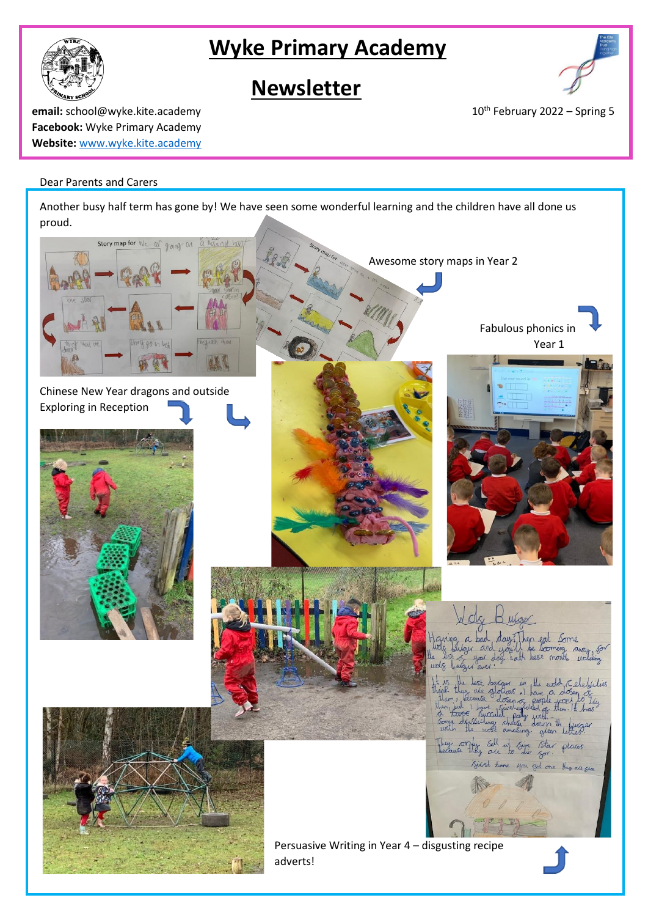# Wyke Primary Academy

# Newsletter

**email:** school@wyke.kite.academy
**Facebook:** Wyke Primary Academy
**Website:** www.wyke.kite.academy

10th February 2022 – Spring 5

Dear Parents and Carers

Another busy half term has gone by! We have seen some wonderful learning and the children have all done us proud.

Awesome story maps in Year 2

Fabulous phonics in Year 1

Chinese New Year dragons and outside Exploring in Reception

Persuasive Writing in Year 4 – disgusting recipe adverts!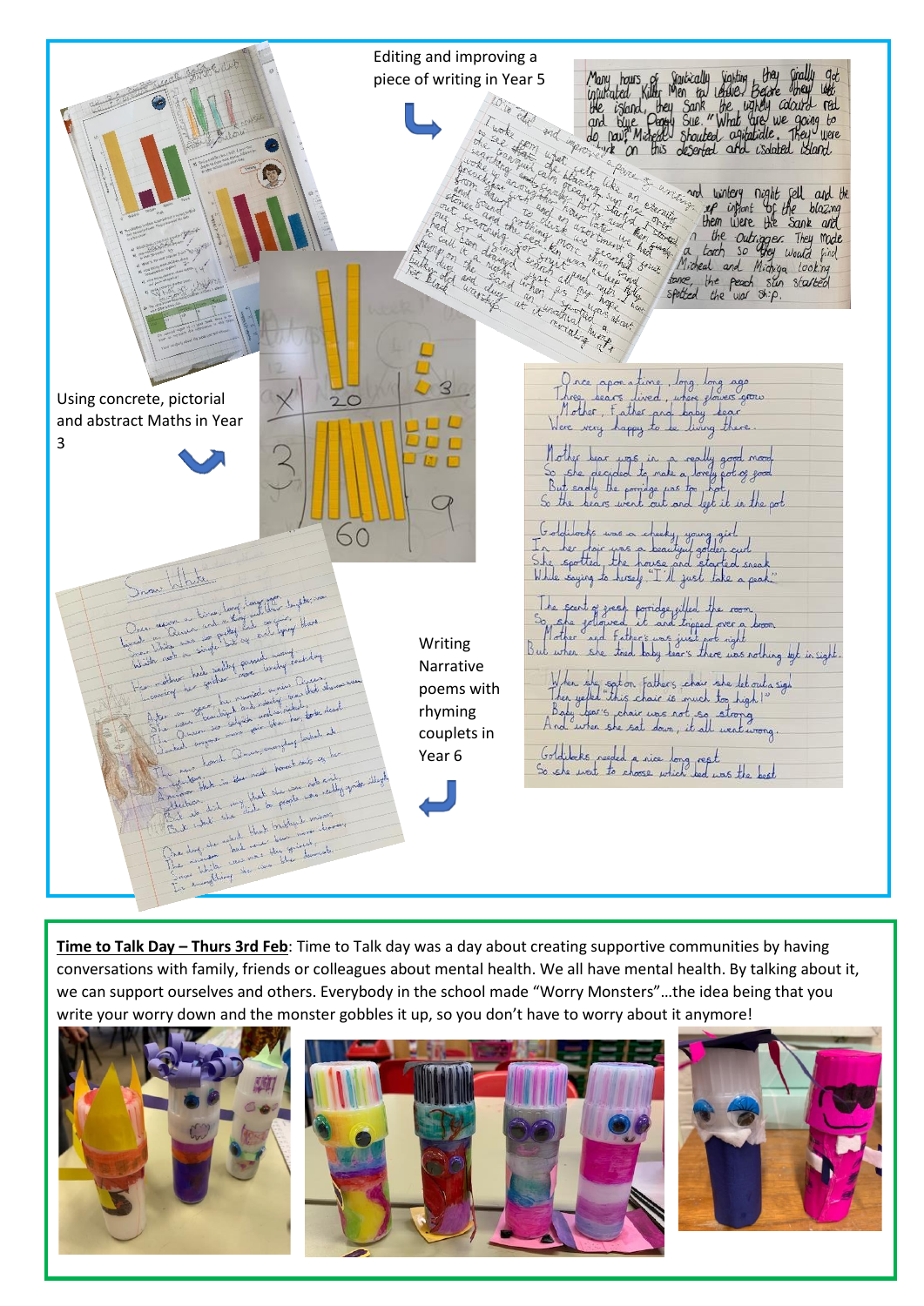Editing and improving a piece of writing in Year 5

Using concrete, pictorial and abstract Maths in Year 3

Writing Narrative poems with rhyming couplets in Year 6

**Time to Talk Day – Thurs 3rd Feb**: Time to Talk day was a day about creating supportive communities by having conversations with family, friends or colleagues about mental health. We all have mental health. By talking about it, we can support ourselves and others. Everybody in the school made "Worry Monsters"…the idea being that you write your worry down and the monster gobbles it up, so you don't have to worry about it anymore!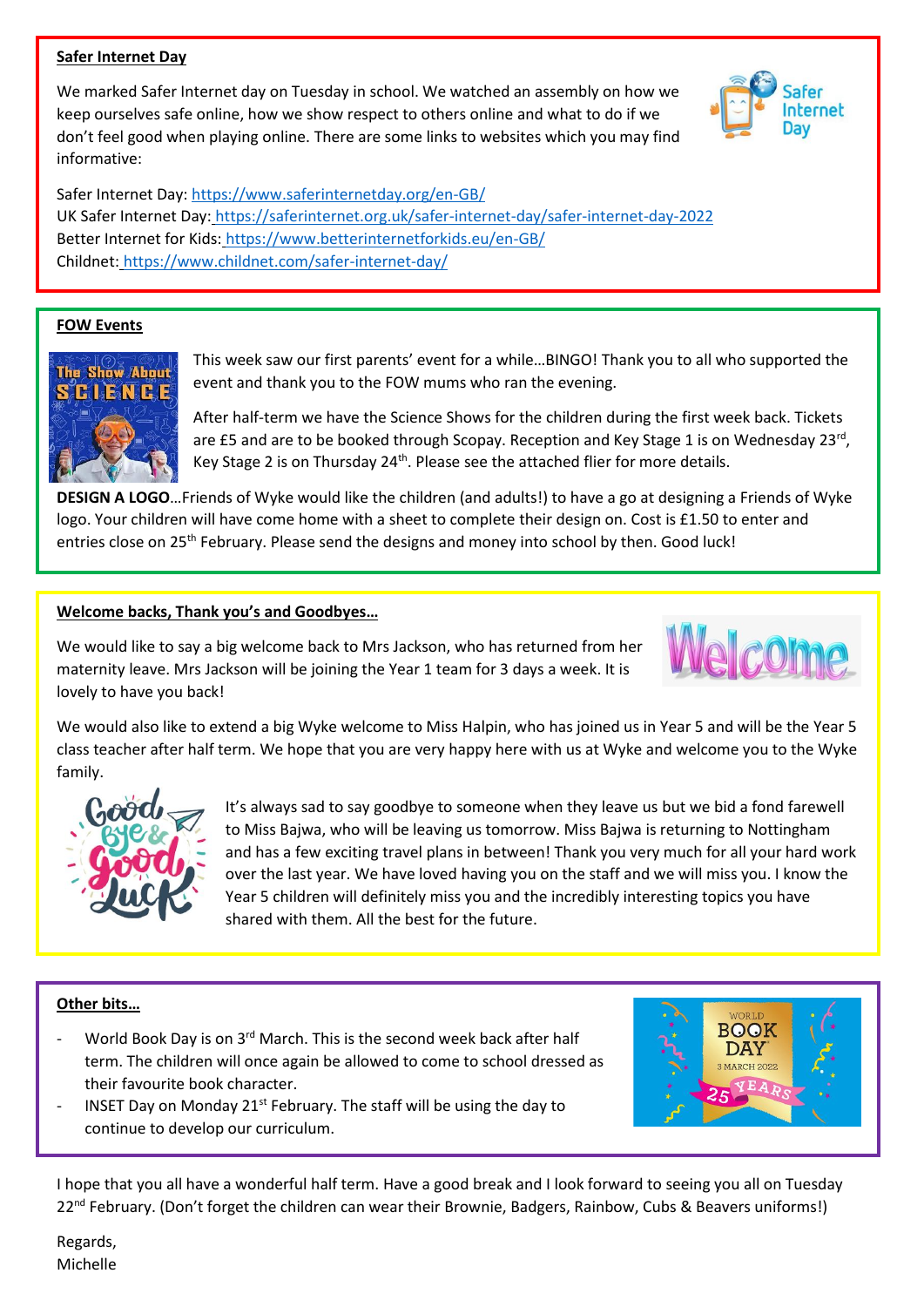## Safer Internet Day

We marked Safer Internet day on Tuesday in school. We watched an assembly on how we keep ourselves safe online, how we show respect to others online and what to do if we don't feel good when playing online. There are some links to websites which you may find informative:

Safer Internet Day: https://www.saferinternetday.org/en-GB/
UK Safer Internet Day: https://saferinternet.org.uk/safer-internet-day/safer-internet-day-2022
Better Internet for Kids: https://www.betterinternetforkids.eu/en-GB/
Childnet: https://www.childnet.com/safer-internet-day/

## FOW Events

This week saw our first parents' event for a while…BINGO! Thank you to all who supported the event and thank you to the FOW mums who ran the evening.

After half-term we have the Science Shows for the children during the first week back. Tickets are £5 and are to be booked through Scopay. Reception and Key Stage 1 is on Wednesday 23rd, Key Stage 2 is on Thursday 24th. Please see the attached flier for more details.

**DESIGN A LOGO**…Friends of Wyke would like the children (and adults!) to have a go at designing a Friends of Wyke logo. Your children will have come home with a sheet to complete their design on. Cost is £1.50 to enter and entries close on 25th February. Please send the designs and money into school by then. Good luck!

## Welcome backs, Thank you's and Goodbyes…

We would like to say a big welcome back to Mrs Jackson, who has returned from her maternity leave. Mrs Jackson will be joining the Year 1 team for 3 days a week. It is lovely to have you back!

We would also like to extend a big Wyke welcome to Miss Halpin, who has joined us in Year 5 and will be the Year 5 class teacher after half term. We hope that you are very happy here with us at Wyke and welcome you to the Wyke family.

It's always sad to say goodbye to someone when they leave us but we bid a fond farewell to Miss Bajwa, who will be leaving us tomorrow. Miss Bajwa is returning to Nottingham and has a few exciting travel plans in between! Thank you very much for all your hard work over the last year. We have loved having you on the staff and we will miss you. I know the Year 5 children will definitely miss you and the incredibly interesting topics you have shared with them. All the best for the future.

## Other bits…

- World Book Day is on 3rd March. This is the second week back after half term. The children will once again be allowed to come to school dressed as their favourite book character.
- INSET Day on Monday 21st February. The staff will be using the day to continue to develop our curriculum.

I hope that you all have a wonderful half term. Have a good break and I look forward to seeing you all on Tuesday 22nd February. (Don't forget the children can wear their Brownie, Badgers, Rainbow, Cubs & Beavers uniforms!)

Regards,
Michelle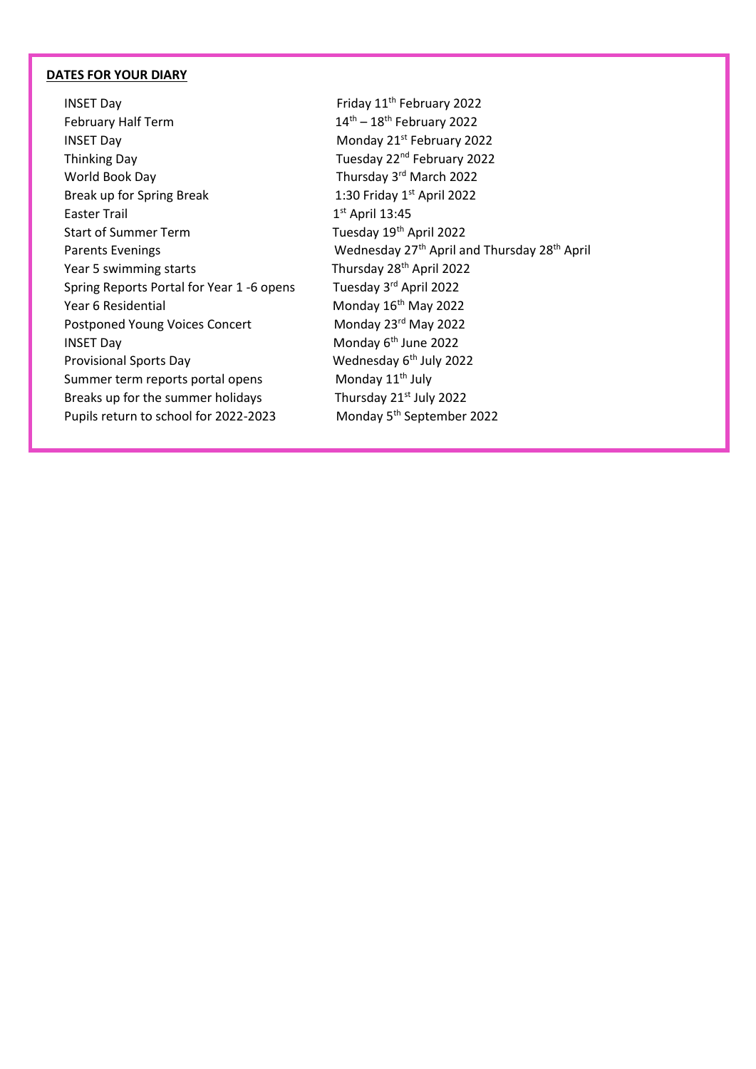**DATES FOR YOUR DIARY**

| | |
|---|---|
| INSET Day | Friday 11th February 2022 |
| February Half Term | 14th – 18th February 2022 |
| INSET Day | Monday 21st February 2022 |
| Thinking Day | Tuesday 22nd February 2022 |
| World Book Day | Thursday 3rd March 2022 |
| Break up for Spring Break | 1:30 Friday 1st April 2022 |
| Easter Trail | 1st April 13:45 |
| Start of Summer Term | Tuesday 19th April 2022 |
| Parents Evenings | Wednesday 27th April and Thursday 28th April |
| Year 5 swimming starts | Thursday 28th April 2022 |
| Spring Reports Portal for Year 1 -6 opens | Tuesday 3rd April 2022 |
| Year 6 Residential | Monday 16th May 2022 |
| Postponed Young Voices Concert | Monday 23rd May 2022 |
| INSET Day | Monday 6th June 2022 |
| Provisional Sports Day | Wednesday 6th July 2022 |
| Summer term reports portal opens | Monday 11th July |
| Breaks up for the summer holidays | Thursday 21st July 2022 |
| Pupils return to school for 2022-2023 | Monday 5th September 2022 |